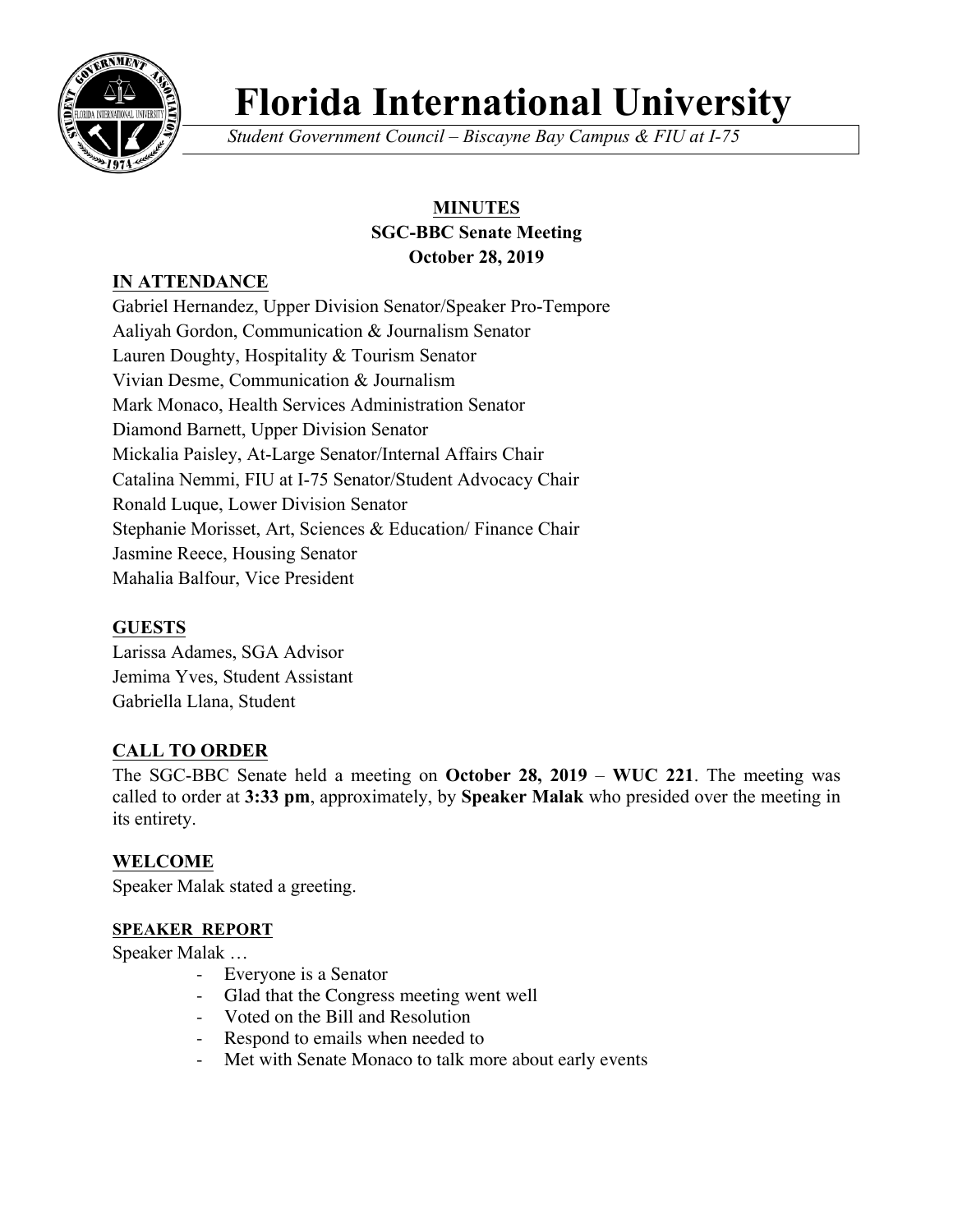# Florida International University

*Student Government Council – Biscayne Bay Campus & FIU at I-75*

**MINUTES**
**SGC-BBC Senate Meeting**
**October 28, 2019**

## IN ATTENDANCE

Gabriel Hernandez, Upper Division Senator/Speaker Pro-Tempore
Aaliyah Gordon, Communication & Journalism Senator
Lauren Doughty, Hospitality & Tourism Senator
Vivian Desme, Communication & Journalism
Mark Monaco, Health Services Administration Senator
Diamond Barnett, Upper Division Senator
Mickalia Paisley, At-Large Senator/Internal Affairs Chair
Catalina Nemmi, FIU at I-75 Senator/Student Advocacy Chair
Ronald Luque, Lower Division Senator
Stephanie Morisset, Art, Sciences & Education/ Finance Chair
Jasmine Reece, Housing Senator
Mahalia Balfour, Vice President

## GUESTS

Larissa Adames, SGA Advisor
Jemima Yves, Student Assistant
Gabriella Llana, Student

## CALL TO ORDER

The SGC-BBC Senate held a meeting on **October 28, 2019** – **WUC 221**. The meeting was called to order at **3:33 pm**, approximately, by **Speaker Malak** who presided over the meeting in its entirety.

## WELCOME

Speaker Malak stated a greeting.

### SPEAKER REPORT

Speaker Malak …

- Everyone is a Senator
- Glad that the Congress meeting went well
- Voted on the Bill and Resolution
- Respond to emails when needed to
- Met with Senate Monaco to talk more about early events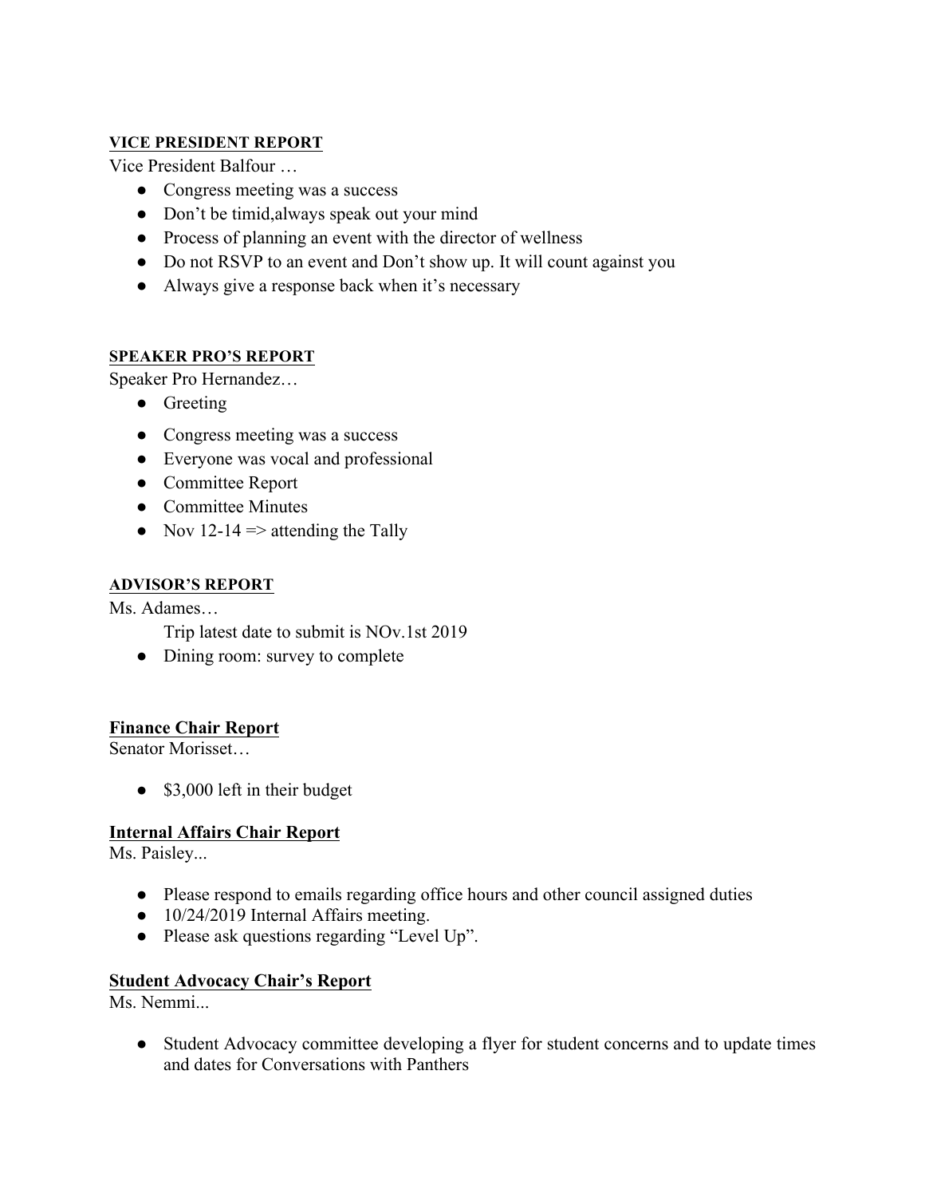**VICE PRESIDENT REPORT**

Vice President Balfour …

- Congress meeting was a success
- Don't be timid,always speak out your mind
- Process of planning an event with the director of wellness
- Do not RSVP to an event and Don't show up. It will count against you
- Always give a response back when it's necessary

**SPEAKER PRO'S REPORT**

Speaker Pro Hernandez…

- Greeting
- Congress meeting was a success
- Everyone was vocal and professional
- Committee Report
- Committee Minutes
- Nov 12-14 => attending the Tally

**ADVISOR'S REPORT**

Ms. Adames…

Trip latest date to submit is NOv.1st 2019

- Dining room: survey to complete

**Finance Chair Report**

Senator Morisset…

- $3,000 left in their budget

**Internal Affairs Chair Report**

Ms. Paisley...

- Please respond to emails regarding office hours and other council assigned duties
- 10/24/2019 Internal Affairs meeting.
- Please ask questions regarding "Level Up".

**Student Advocacy Chair's Report**

Ms. Nemmi...

- Student Advocacy committee developing a flyer for student concerns and to update times and dates for Conversations with Panthers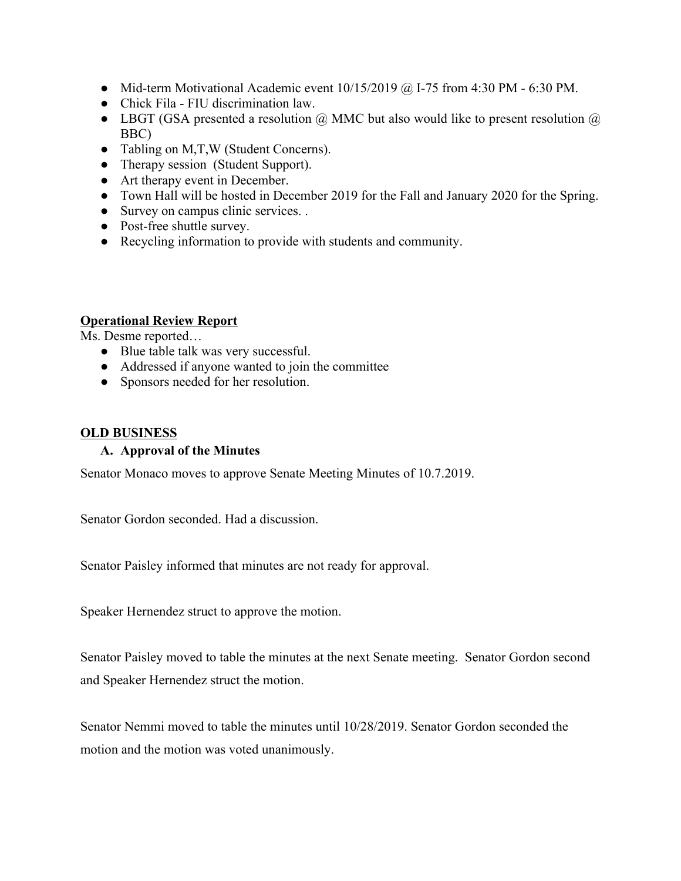- Mid-term Motivational Academic event 10/15/2019 @ I-75 from 4:30 PM - 6:30 PM.
- Chick Fila - FIU discrimination law.
- LBGT (GSA presented a resolution @ MMC but also would like to present resolution @ BBC)
- Tabling on M,T,W (Student Concerns).
- Therapy session (Student Support).
- Art therapy event in December.
- Town Hall will be hosted in December 2019 for the Fall and January 2020 for the Spring.
- Survey on campus clinic services. .
- Post-free shuttle survey.
- Recycling information to provide with students and community.

**Operational Review Report**

Ms. Desme reported…

- Blue table talk was very successful.
- Addressed if anyone wanted to join the committee
- Sponsors needed for her resolution.

**OLD BUSINESS**

**A. Approval of the Minutes**

Senator Monaco moves to approve Senate Meeting Minutes of 10.7.2019.

Senator Gordon seconded. Had a discussion.

Senator Paisley informed that minutes are not ready for approval.

Speaker Hernendez struct to approve the motion.

Senator Paisley moved to table the minutes at the next Senate meeting. Senator Gordon second and Speaker Hernendez struct the motion.

Senator Nemmi moved to table the minutes until 10/28/2019. Senator Gordon seconded the motion and the motion was voted unanimously.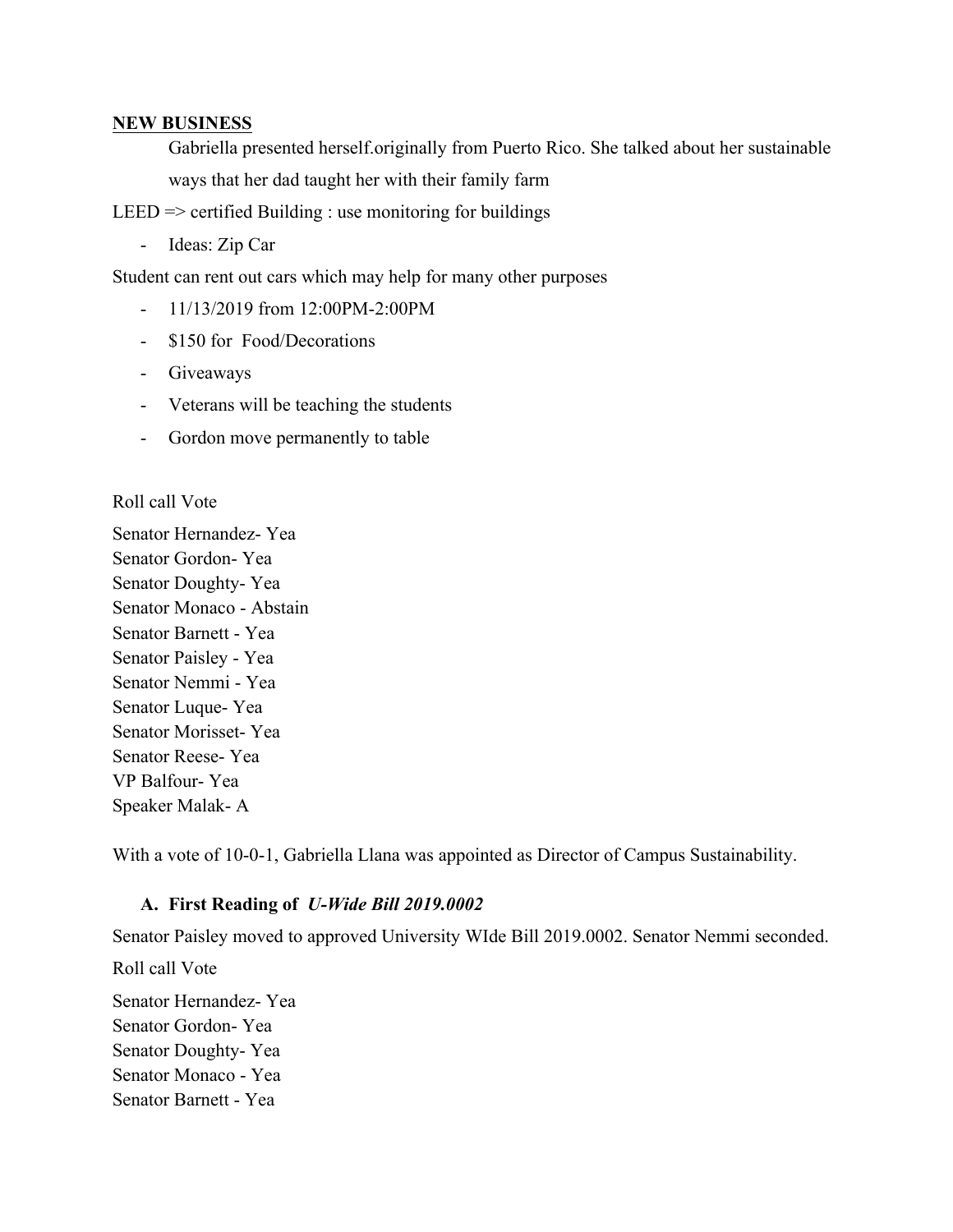**NEW BUSINESS**

Gabriella presented herself.originally from Puerto Rico. She talked about her sustainable ways that her dad taught her with their family farm

LEED => certified Building : use monitoring for buildings

- Ideas: Zip Car

Student can rent out cars which may help for many other purposes

- 11/13/2019 from 12:00PM-2:00PM
- $150 for Food/Decorations
- Giveaways
- Veterans will be teaching the students
- Gordon move permanently to table

Roll call Vote

Senator Hernandez- Yea
Senator Gordon- Yea
Senator Doughty- Yea
Senator Monaco - Abstain
Senator Barnett - Yea
Senator Paisley - Yea
Senator Nemmi - Yea
Senator Luque- Yea
Senator Morisset- Yea
Senator Reese- Yea
VP Balfour- Yea
Speaker Malak- A

With a vote of 10-0-1, Gabriella Llana was appointed as Director of Campus Sustainability.

**A. First Reading of *U-Wide Bill 2019.0002***

Senator Paisley moved to approved University WIde Bill 2019.0002. Senator Nemmi seconded.

Roll call Vote

Senator Hernandez- Yea
Senator Gordon- Yea
Senator Doughty- Yea
Senator Monaco - Yea
Senator Barnett - Yea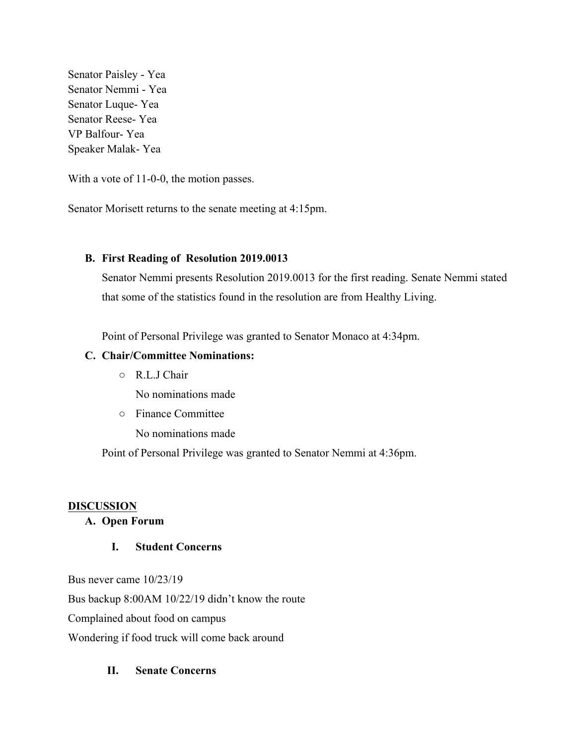Senator Paisley - Yea
Senator Nemmi - Yea
Senator Luque- Yea
Senator Reese- Yea
VP Balfour- Yea
Speaker Malak- Yea

With a vote of 11-0-0, the motion passes.

Senator Morisett returns to the senate meeting at 4:15pm.

**B. First Reading of Resolution 2019.0013**

Senator Nemmi presents Resolution 2019.0013 for the first reading. Senate Nemmi stated that some of the statistics found in the resolution are from Healthy Living.

Point of Personal Privilege was granted to Senator Monaco at 4:34pm.

**C. Chair/Committee Nominations:**

- R.L.J Chair
  No nominations made
- Finance Committee
  No nominations made

Point of Personal Privilege was granted to Senator Nemmi at 4:36pm.

## DISCUSSION

**A. Open Forum**

**I. Student Concerns**

Bus never came 10/23/19
Bus backup 8:00AM 10/22/19 didn't know the route
Complained about food on campus
Wondering if food truck will come back around

**II. Senate Concerns**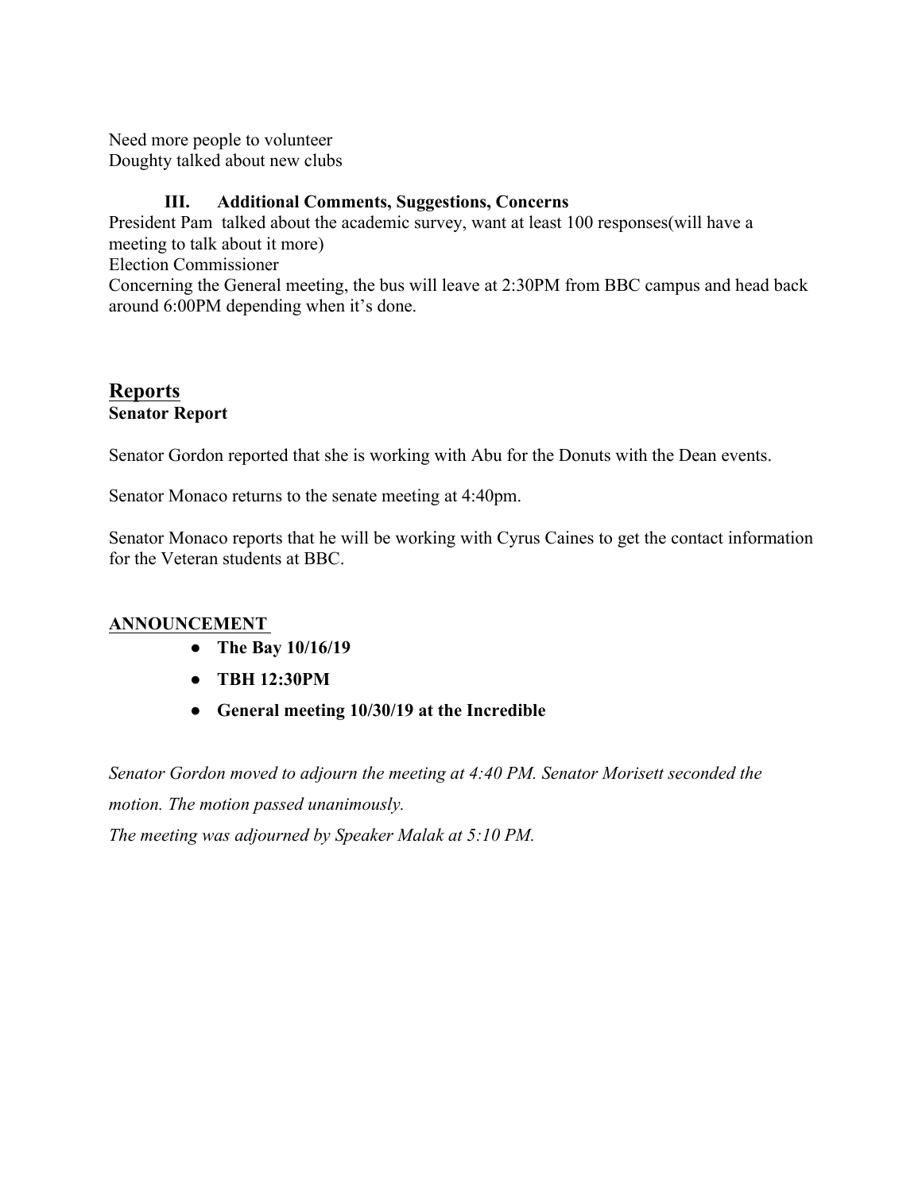Need more people to volunteer
Doughty talked about new clubs

### III. Additional Comments, Suggestions, Concerns

President Pam talked about the academic survey, want at least 100 responses(will have a meeting to talk about it more)
Election Commissioner
Concerning the General meeting, the bus will leave at 2:30PM from BBC campus and head back around 6:00PM depending when it's done.

## Reports

**Senator Report**

Senator Gordon reported that she is working with Abu for the Donuts with the Dean events.

Senator Monaco returns to the senate meeting at 4:40pm.

Senator Monaco reports that he will be working with Cyrus Caines to get the contact information for the Veteran students at BBC.

**ANNOUNCEMENT**

- **The Bay 10/16/19**
- **TBH 12:30PM**
- **General meeting 10/30/19 at the Incredible**

*Senator Gordon moved to adjourn the meeting at 4:40 PM. Senator Morisett seconded the motion. The motion passed unanimously.*
*The meeting was adjourned by Speaker Malak at 5:10 PM.*